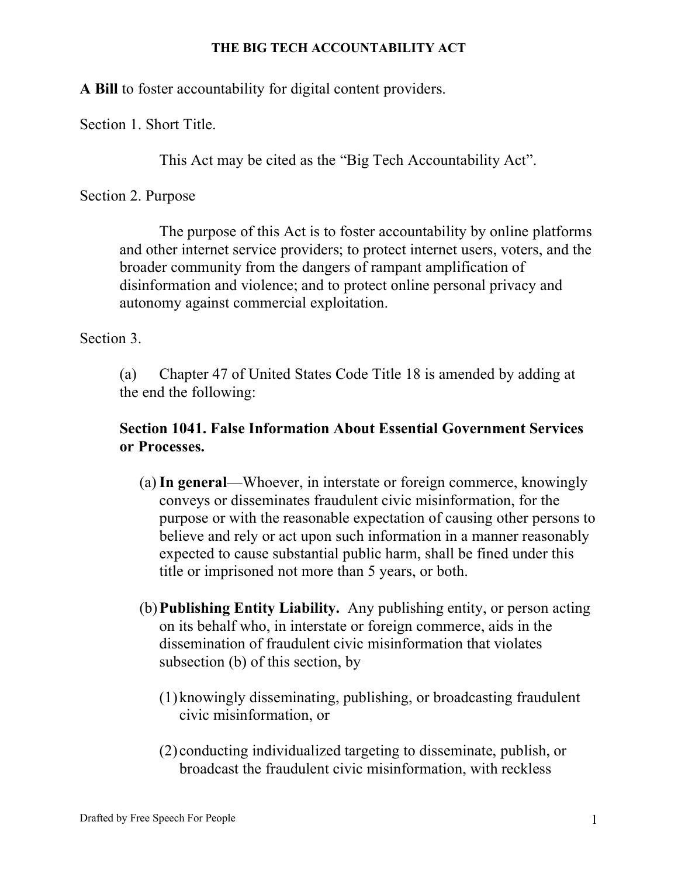# THE BIG TECH ACCOUNTABILITY ACT

**A Bill** to foster accountability for digital content providers.

Section 1. Short Title.

This Act may be cited as the "Big Tech Accountability Act".

Section 2. Purpose

The purpose of this Act is to foster accountability by online platforms and other internet service providers; to protect internet users, voters, and the broader community from the dangers of rampant amplification of disinformation and violence; and to protect online personal privacy and autonomy against commercial exploitation.

Section 3.

(a) Chapter 47 of United States Code Title 18 is amended by adding at the end the following:

**Section 1041. False Information About Essential Government Services or Processes.**

(a) **In general**—Whoever, in interstate or foreign commerce, knowingly conveys or disseminates fraudulent civic misinformation, for the purpose or with the reasonable expectation of causing other persons to believe and rely or act upon such information in a manner reasonably expected to cause substantial public harm, shall be fined under this title or imprisoned not more than 5 years, or both.

(b) **Publishing Entity Liability.** Any publishing entity, or person acting on its behalf who, in interstate or foreign commerce, aids in the dissemination of fraudulent civic misinformation that violates subsection (b) of this section, by

(1) knowingly disseminating, publishing, or broadcasting fraudulent civic misinformation, or

(2) conducting individualized targeting to disseminate, publish, or broadcast the fraudulent civic misinformation, with reckless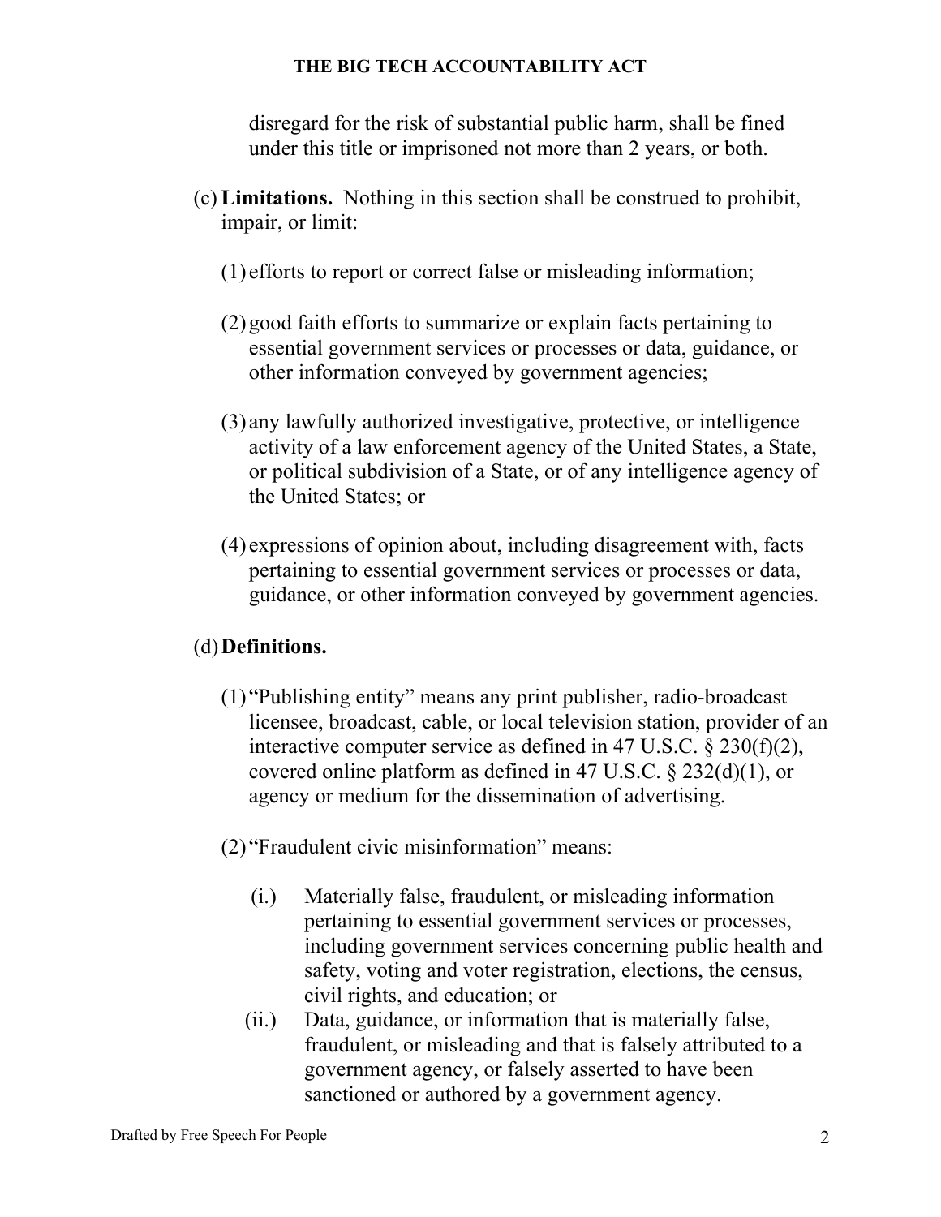disregard for the risk of substantial public harm, shall be fined under this title or imprisoned not more than 2 years, or both.

(c) **Limitations.** Nothing in this section shall be construed to prohibit, impair, or limit:

(1) efforts to report or correct false or misleading information;

(2) good faith efforts to summarize or explain facts pertaining to essential government services or processes or data, guidance, or other information conveyed by government agencies;

(3) any lawfully authorized investigative, protective, or intelligence activity of a law enforcement agency of the United States, a State, or political subdivision of a State, or of any intelligence agency of the United States; or

(4) expressions of opinion about, including disagreement with, facts pertaining to essential government services or processes or data, guidance, or other information conveyed by government agencies.

(d) **Definitions.**

(1) "Publishing entity" means any print publisher, radio-broadcast licensee, broadcast, cable, or local television station, provider of an interactive computer service as defined in 47 U.S.C. § 230(f)(2), covered online platform as defined in 47 U.S.C. § 232(d)(1), or agency or medium for the dissemination of advertising.

(2) "Fraudulent civic misinformation" means:

(i.) Materially false, fraudulent, or misleading information pertaining to essential government services or processes, including government services concerning public health and safety, voting and voter registration, elections, the census, civil rights, and education; or

(ii.) Data, guidance, or information that is materially false, fraudulent, or misleading and that is falsely attributed to a government agency, or falsely asserted to have been sanctioned or authored by a government agency.

Drafted by Free Speech For People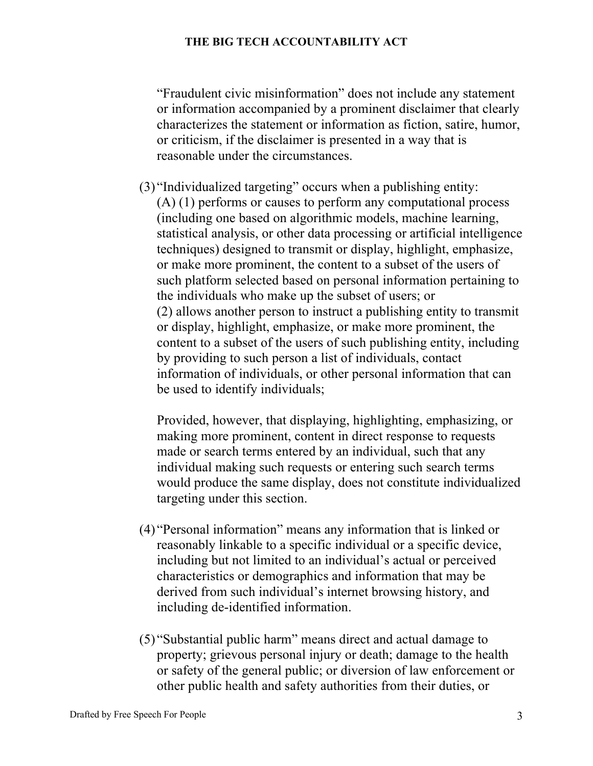"Fraudulent civic misinformation" does not include any statement or information accompanied by a prominent disclaimer that clearly characterizes the statement or information as fiction, satire, humor, or criticism, if the disclaimer is presented in a way that is reasonable under the circumstances.

(3) "Individualized targeting" occurs when a publishing entity:
(A) (1) performs or causes to perform any computational process (including one based on algorithmic models, machine learning, statistical analysis, or other data processing or artificial intelligence techniques) designed to transmit or display, highlight, emphasize, or make more prominent, the content to a subset of the users of such platform selected based on personal information pertaining to the individuals who make up the subset of users; or
(2) allows another person to instruct a publishing entity to transmit or display, highlight, emphasize, or make more prominent, the content to a subset of the users of such publishing entity, including by providing to such person a list of individuals, contact information of individuals, or other personal information that can be used to identify individuals;

Provided, however, that displaying, highlighting, emphasizing, or making more prominent, content in direct response to requests made or search terms entered by an individual, such that any individual making such requests or entering such search terms would produce the same display, does not constitute individualized targeting under this section.

(4) "Personal information" means any information that is linked or reasonably linkable to a specific individual or a specific device, including but not limited to an individual's actual or perceived characteristics or demographics and information that may be derived from such individual's internet browsing history, and including de-identified information.

(5) "Substantial public harm" means direct and actual damage to property; grievous personal injury or death; damage to the health or safety of the general public; or diversion of law enforcement or other public health and safety authorities from their duties, or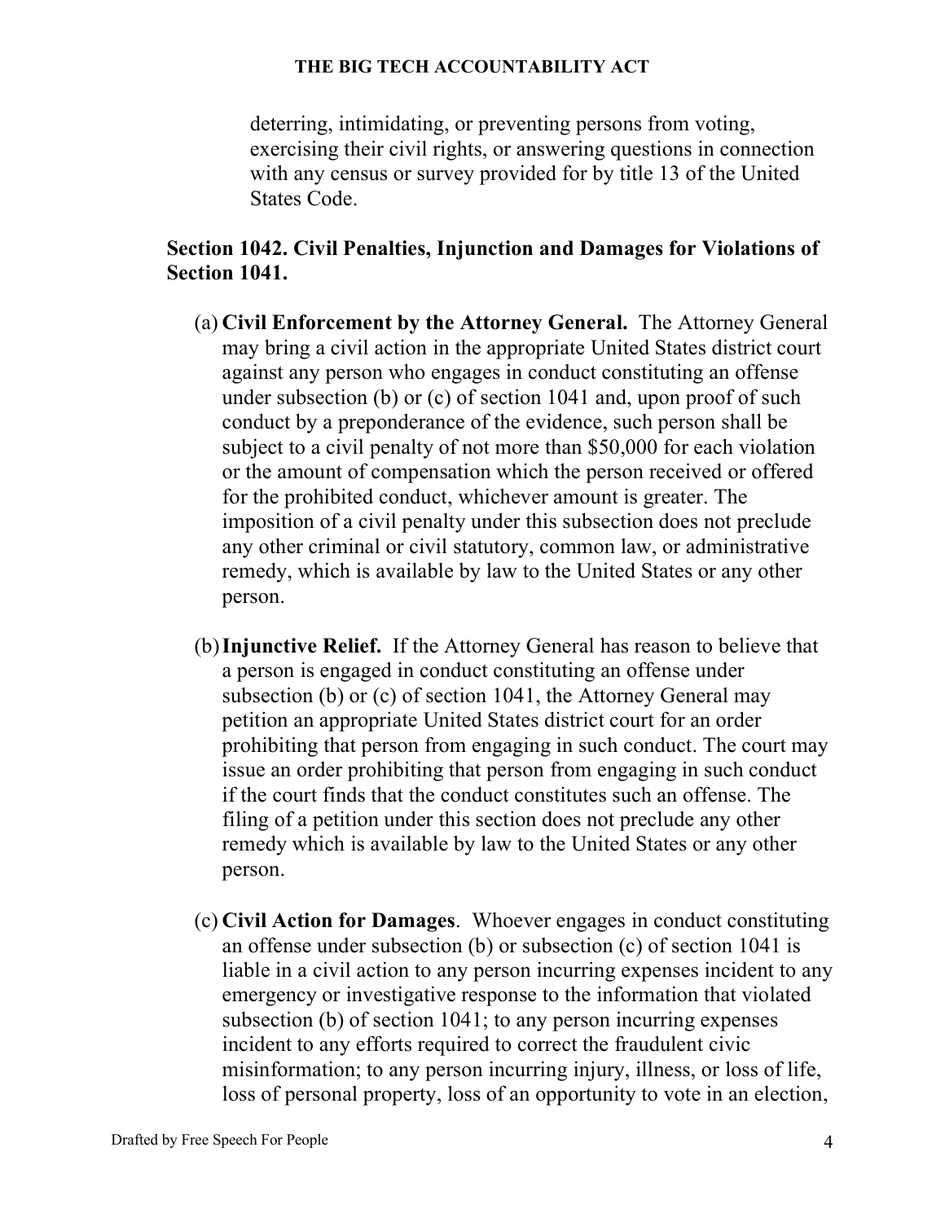deterring, intimidating, or preventing persons from voting, exercising their civil rights, or answering questions in connection with any census or survey provided for by title 13 of the United States Code.

### Section 1042. Civil Penalties, Injunction and Damages for Violations of Section 1041.

(a) **Civil Enforcement by the Attorney General.** The Attorney General may bring a civil action in the appropriate United States district court against any person who engages in conduct constituting an offense under subsection (b) or (c) of section 1041 and, upon proof of such conduct by a preponderance of the evidence, such person shall be subject to a civil penalty of not more than $50,000 for each violation or the amount of compensation which the person received or offered for the prohibited conduct, whichever amount is greater. The imposition of a civil penalty under this subsection does not preclude any other criminal or civil statutory, common law, or administrative remedy, which is available by law to the United States or any other person.

(b) **Injunctive Relief.** If the Attorney General has reason to believe that a person is engaged in conduct constituting an offense under subsection (b) or (c) of section 1041, the Attorney General may petition an appropriate United States district court for an order prohibiting that person from engaging in such conduct. The court may issue an order prohibiting that person from engaging in such conduct if the court finds that the conduct constitutes such an offense. The filing of a petition under this section does not preclude any other remedy which is available by law to the United States or any other person.

(c) **Civil Action for Damages**. Whoever engages in conduct constituting an offense under subsection (b) or subsection (c) of section 1041 is liable in a civil action to any person incurring expenses incident to any emergency or investigative response to the information that violated subsection (b) of section 1041; to any person incurring expenses incident to any efforts required to correct the fraudulent civic misinformation; to any person incurring injury, illness, or loss of life, loss of personal property, loss of an opportunity to vote in an election,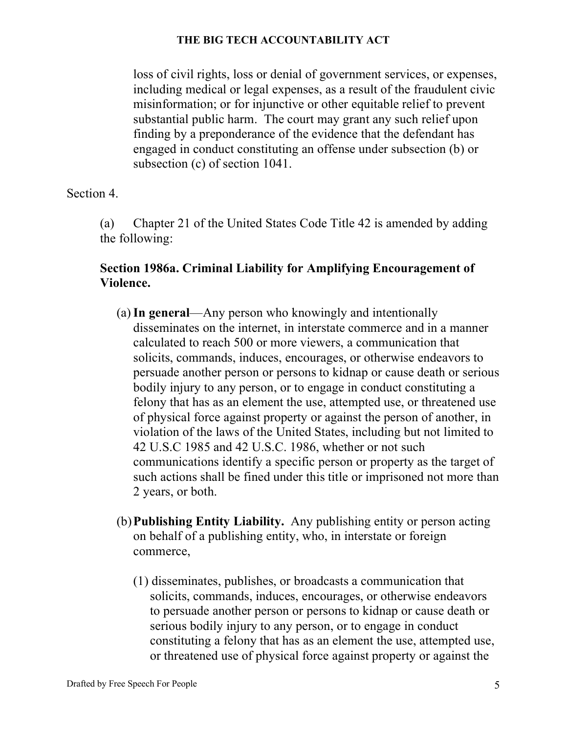loss of civil rights, loss or denial of government services, or expenses, including medical or legal expenses, as a result of the fraudulent civic misinformation; or for injunctive or other equitable relief to prevent substantial public harm. The court may grant any such relief upon finding by a preponderance of the evidence that the defendant has engaged in conduct constituting an offense under subsection (b) or subsection (c) of section 1041.

Section 4.

(a) Chapter 21 of the United States Code Title 42 is amended by adding the following:

**Section 1986a. Criminal Liability for Amplifying Encouragement of Violence.**

(a) **In general**—Any person who knowingly and intentionally disseminates on the internet, in interstate commerce and in a manner calculated to reach 500 or more viewers, a communication that solicits, commands, induces, encourages, or otherwise endeavors to persuade another person or persons to kidnap or cause death or serious bodily injury to any person, or to engage in conduct constituting a felony that has as an element the use, attempted use, or threatened use of physical force against property or against the person of another, in violation of the laws of the United States, including but not limited to 42 U.S.C 1985 and 42 U.S.C. 1986, whether or not such communications identify a specific person or property as the target of such actions shall be fined under this title or imprisoned not more than 2 years, or both.

(b) **Publishing Entity Liability.** Any publishing entity or person acting on behalf of a publishing entity, who, in interstate or foreign commerce,

(1) disseminates, publishes, or broadcasts a communication that solicits, commands, induces, encourages, or otherwise endeavors to persuade another person or persons to kidnap or cause death or serious bodily injury to any person, or to engage in conduct constituting a felony that has as an element the use, attempted use, or threatened use of physical force against property or against the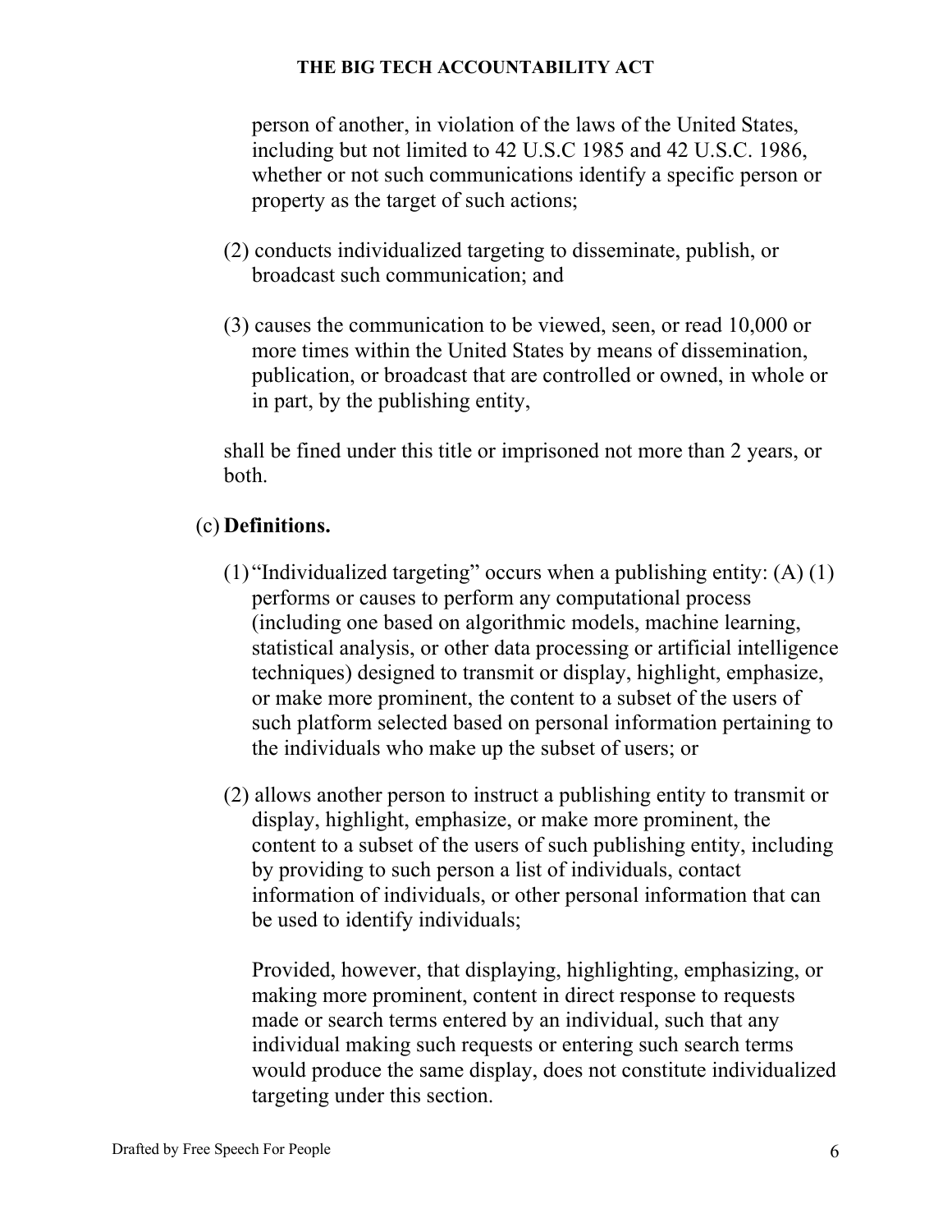person of another, in violation of the laws of the United States, including but not limited to 42 U.S.C 1985 and 42 U.S.C. 1986, whether or not such communications identify a specific person or property as the target of such actions;

(2) conducts individualized targeting to disseminate, publish, or broadcast such communication; and

(3) causes the communication to be viewed, seen, or read 10,000 or more times within the United States by means of dissemination, publication, or broadcast that are controlled or owned, in whole or in part, by the publishing entity,

shall be fined under this title or imprisoned not more than 2 years, or both.

(c) **Definitions.**

(1) "Individualized targeting" occurs when a publishing entity: (A) (1) performs or causes to perform any computational process (including one based on algorithmic models, machine learning, statistical analysis, or other data processing or artificial intelligence techniques) designed to transmit or display, highlight, emphasize, or make more prominent, the content to a subset of the users of such platform selected based on personal information pertaining to the individuals who make up the subset of users; or

(2) allows another person to instruct a publishing entity to transmit or display, highlight, emphasize, or make more prominent, the content to a subset of the users of such publishing entity, including by providing to such person a list of individuals, contact information of individuals, or other personal information that can be used to identify individuals;

Provided, however, that displaying, highlighting, emphasizing, or making more prominent, content in direct response to requests made or search terms entered by an individual, such that any individual making such requests or entering such search terms would produce the same display, does not constitute individualized targeting under this section.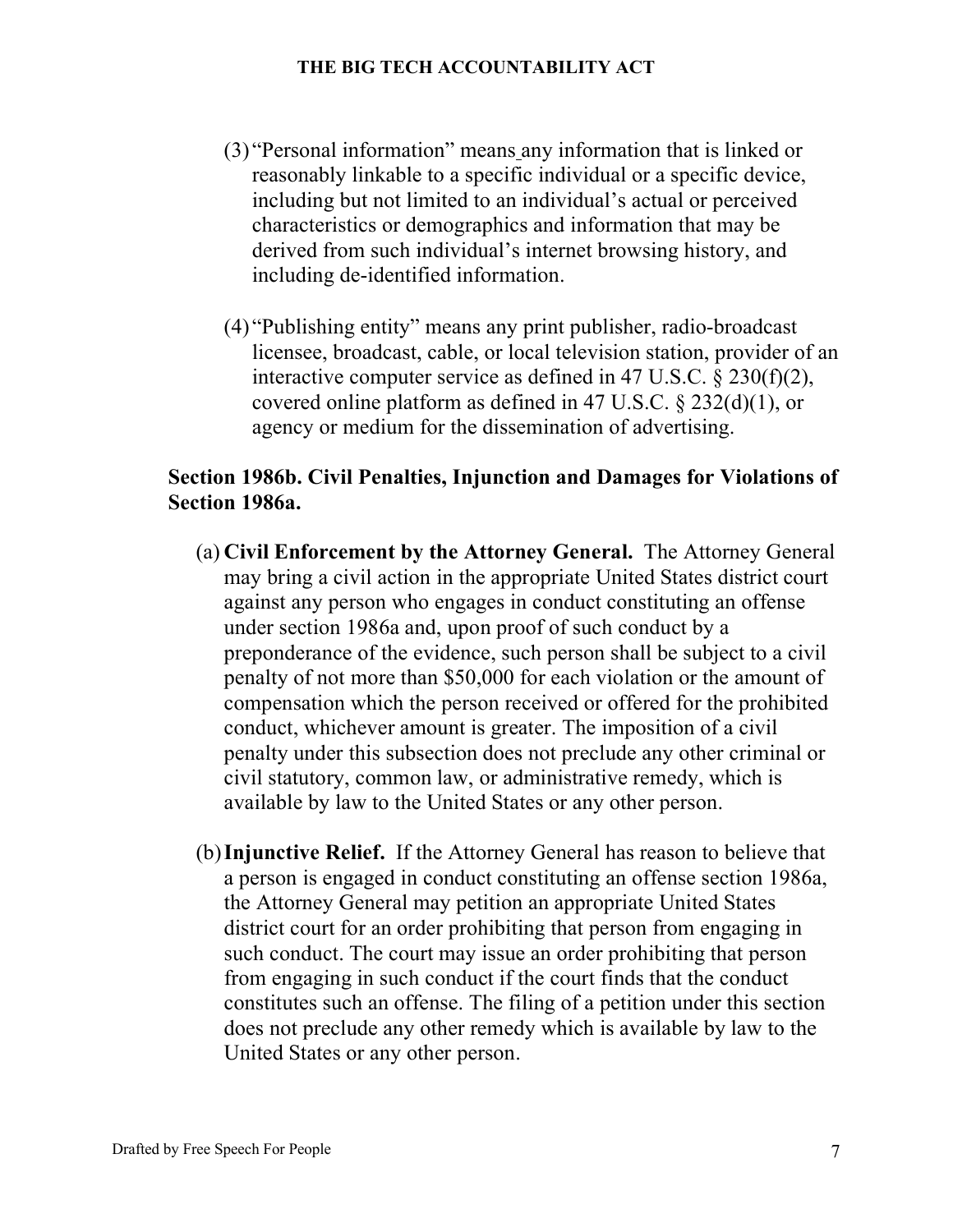(3) "Personal information" means any information that is linked or reasonably linkable to a specific individual or a specific device, including but not limited to an individual's actual or perceived characteristics or demographics and information that may be derived from such individual's internet browsing history, and including de-identified information.

(4) "Publishing entity" means any print publisher, radio-broadcast licensee, broadcast, cable, or local television station, provider of an interactive computer service as defined in 47 U.S.C. § 230(f)(2), covered online platform as defined in 47 U.S.C. § 232(d)(1), or agency or medium for the dissemination of advertising.

### Section 1986b. Civil Penalties, Injunction and Damages for Violations of Section 1986a.

(a) **Civil Enforcement by the Attorney General.** The Attorney General may bring a civil action in the appropriate United States district court against any person who engages in conduct constituting an offense under section 1986a and, upon proof of such conduct by a preponderance of the evidence, such person shall be subject to a civil penalty of not more than $50,000 for each violation or the amount of compensation which the person received or offered for the prohibited conduct, whichever amount is greater. The imposition of a civil penalty under this subsection does not preclude any other criminal or civil statutory, common law, or administrative remedy, which is available by law to the United States or any other person.

(b) **Injunctive Relief.** If the Attorney General has reason to believe that a person is engaged in conduct constituting an offense section 1986a, the Attorney General may petition an appropriate United States district court for an order prohibiting that person from engaging in such conduct. The court may issue an order prohibiting that person from engaging in such conduct if the court finds that the conduct constitutes such an offense. The filing of a petition under this section does not preclude any other remedy which is available by law to the United States or any other person.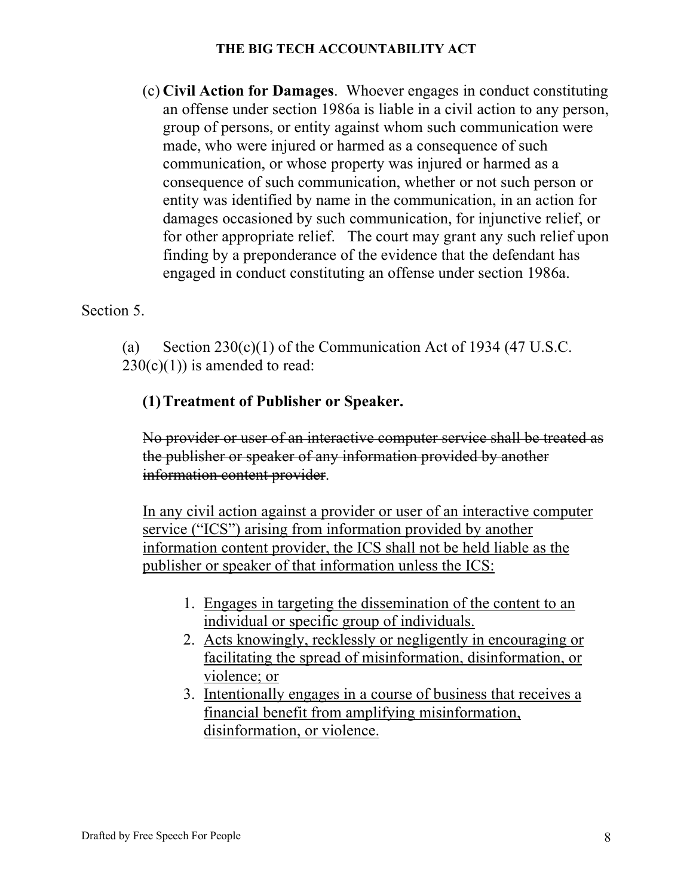(c) **Civil Action for Damages**. Whoever engages in conduct constituting an offense under section 1986a is liable in a civil action to any person, group of persons, or entity against whom such communication were made, who were injured or harmed as a consequence of such communication, or whose property was injured or harmed as a consequence of such communication, whether or not such person or entity was identified by name in the communication, in an action for damages occasioned by such communication, for injunctive relief, or for other appropriate relief. The court may grant any such relief upon finding by a preponderance of the evidence that the defendant has engaged in conduct constituting an offense under section 1986a.

Section 5.

(a) Section 230(c)(1) of the Communication Act of 1934 (47 U.S.C. 230(c)(1)) is amended to read:

**(1) Treatment of Publisher or Speaker.**

~~No provider or user of an interactive computer service shall be treated as the publisher or speaker of any information provided by another information content provider~~.

<u>In any civil action against a provider or user of an interactive computer service ("ICS") arising from information provided by another information content provider, the ICS shall not be held liable as the publisher or speaker of that information unless the ICS:</u>

1. <u>Engages in targeting the dissemination of the content to an individual or specific group of individuals.</u>
2. <u>Acts knowingly, recklessly or negligently in encouraging or facilitating the spread of misinformation, disinformation, or violence; or</u>
3. <u>Intentionally engages in a course of business that receives a financial benefit from amplifying misinformation, disinformation, or violence.</u>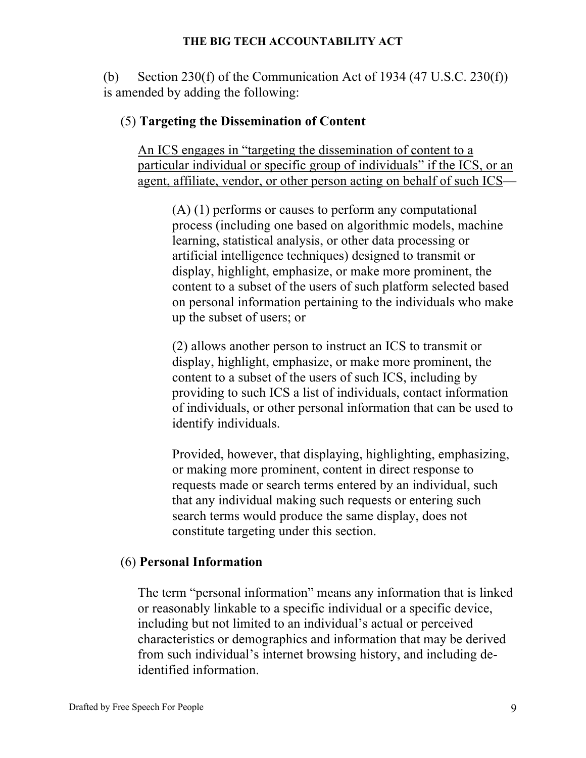(b) Section 230(f) of the Communication Act of 1934 (47 U.S.C. 230(f)) is amended by adding the following:

(5) **Targeting the Dissemination of Content**

<u>An ICS engages in "targeting the dissemination of content to a particular individual or specific group of individuals" if the ICS, or an agent, affiliate, vendor, or other person acting on behalf of such ICS</u>—

(A) (1) performs or causes to perform any computational process (including one based on algorithmic models, machine learning, statistical analysis, or other data processing or artificial intelligence techniques) designed to transmit or display, highlight, emphasize, or make more prominent, the content to a subset of the users of such platform selected based on personal information pertaining to the individuals who make up the subset of users; or

(2) allows another person to instruct an ICS to transmit or display, highlight, emphasize, or make more prominent, the content to a subset of the users of such ICS, including by providing to such ICS a list of individuals, contact information of individuals, or other personal information that can be used to identify individuals.

Provided, however, that displaying, highlighting, emphasizing, or making more prominent, content in direct response to requests made or search terms entered by an individual, such that any individual making such requests or entering such search terms would produce the same display, does not constitute targeting under this section.

(6) **Personal Information**

The term "personal information" means any information that is linked or reasonably linkable to a specific individual or a specific device, including but not limited to an individual's actual or perceived characteristics or demographics and information that may be derived from such individual's internet browsing history, and including de-identified information.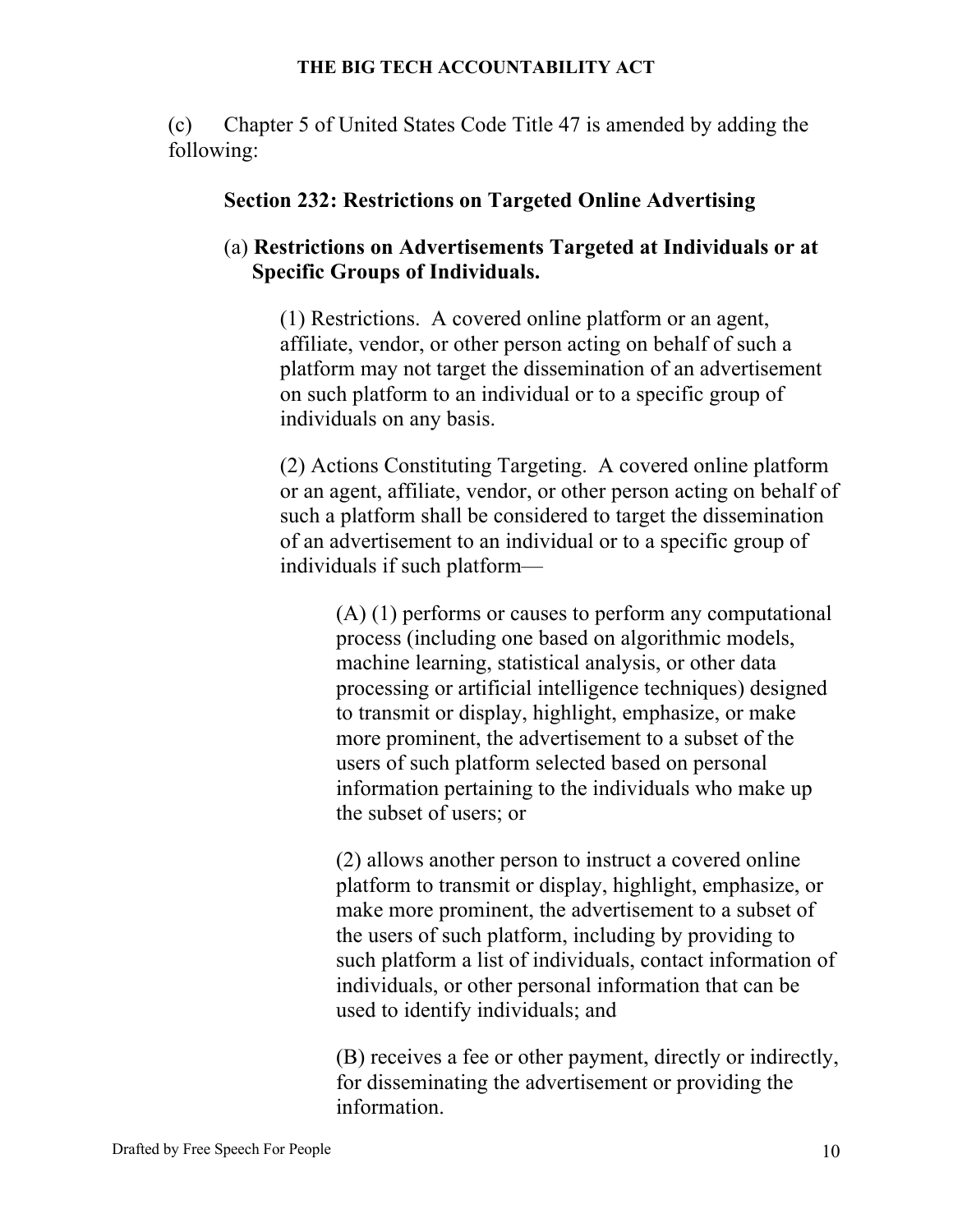(c) Chapter 5 of United States Code Title 47 is amended by adding the following:

**Section 232: Restrictions on Targeted Online Advertising**

(a) **Restrictions on Advertisements Targeted at Individuals or at Specific Groups of Individuals.**

(1) Restrictions. A covered online platform or an agent, affiliate, vendor, or other person acting on behalf of such a platform may not target the dissemination of an advertisement on such platform to an individual or to a specific group of individuals on any basis.

(2) Actions Constituting Targeting. A covered online platform or an agent, affiliate, vendor, or other person acting on behalf of such a platform shall be considered to target the dissemination of an advertisement to an individual or to a specific group of individuals if such platform—

(A) (1) performs or causes to perform any computational process (including one based on algorithmic models, machine learning, statistical analysis, or other data processing or artificial intelligence techniques) designed to transmit or display, highlight, emphasize, or make more prominent, the advertisement to a subset of the users of such platform selected based on personal information pertaining to the individuals who make up the subset of users; or

(2) allows another person to instruct a covered online platform to transmit or display, highlight, emphasize, or make more prominent, the advertisement to a subset of the users of such platform, including by providing to such platform a list of individuals, contact information of individuals, or other personal information that can be used to identify individuals; and

(B) receives a fee or other payment, directly or indirectly, for disseminating the advertisement or providing the information.

Drafted by Free Speech For People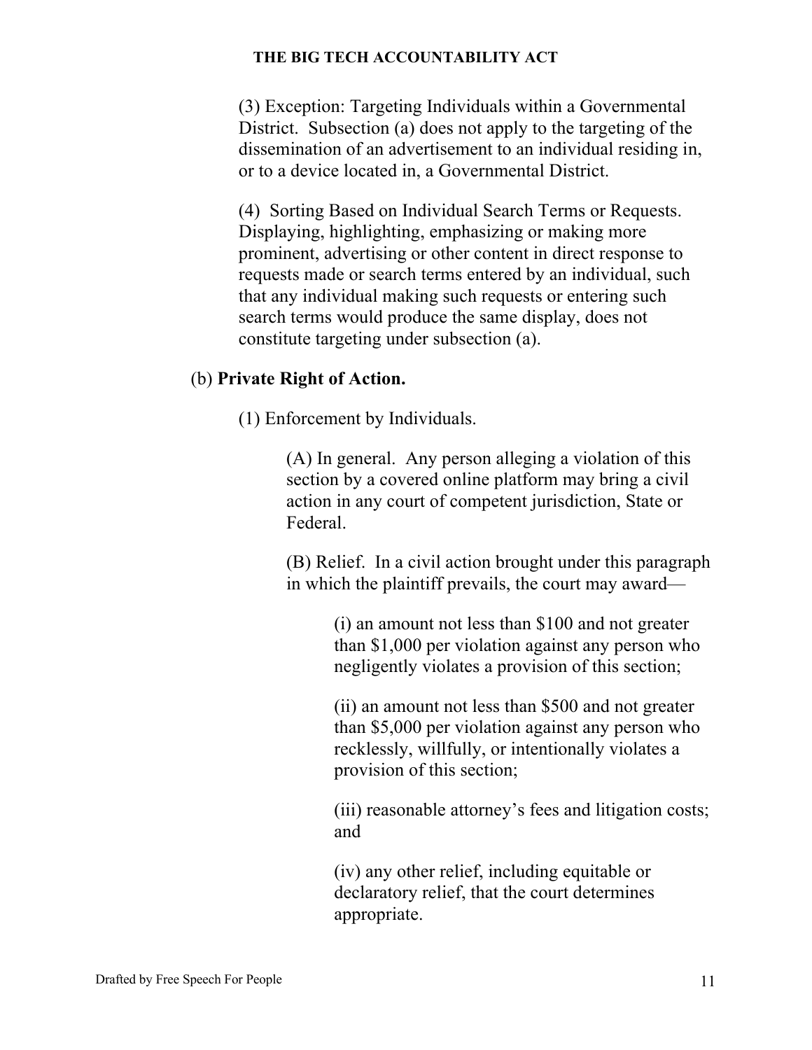(3) Exception: Targeting Individuals within a Governmental District. Subsection (a) does not apply to the targeting of the dissemination of an advertisement to an individual residing in, or to a device located in, a Governmental District.

(4) Sorting Based on Individual Search Terms or Requests. Displaying, highlighting, emphasizing or making more prominent, advertising or other content in direct response to requests made or search terms entered by an individual, such that any individual making such requests or entering such search terms would produce the same display, does not constitute targeting under subsection (a).

(b) **Private Right of Action.**

(1) Enforcement by Individuals.

(A) In general. Any person alleging a violation of this section by a covered online platform may bring a civil action in any court of competent jurisdiction, State or Federal.

(B) Relief. In a civil action brought under this paragraph in which the plaintiff prevails, the court may award—

(i) an amount not less than $100 and not greater than $1,000 per violation against any person who negligently violates a provision of this section;

(ii) an amount not less than $500 and not greater than $5,000 per violation against any person who recklessly, willfully, or intentionally violates a provision of this section;

(iii) reasonable attorney's fees and litigation costs; and

(iv) any other relief, including equitable or declaratory relief, that the court determines appropriate.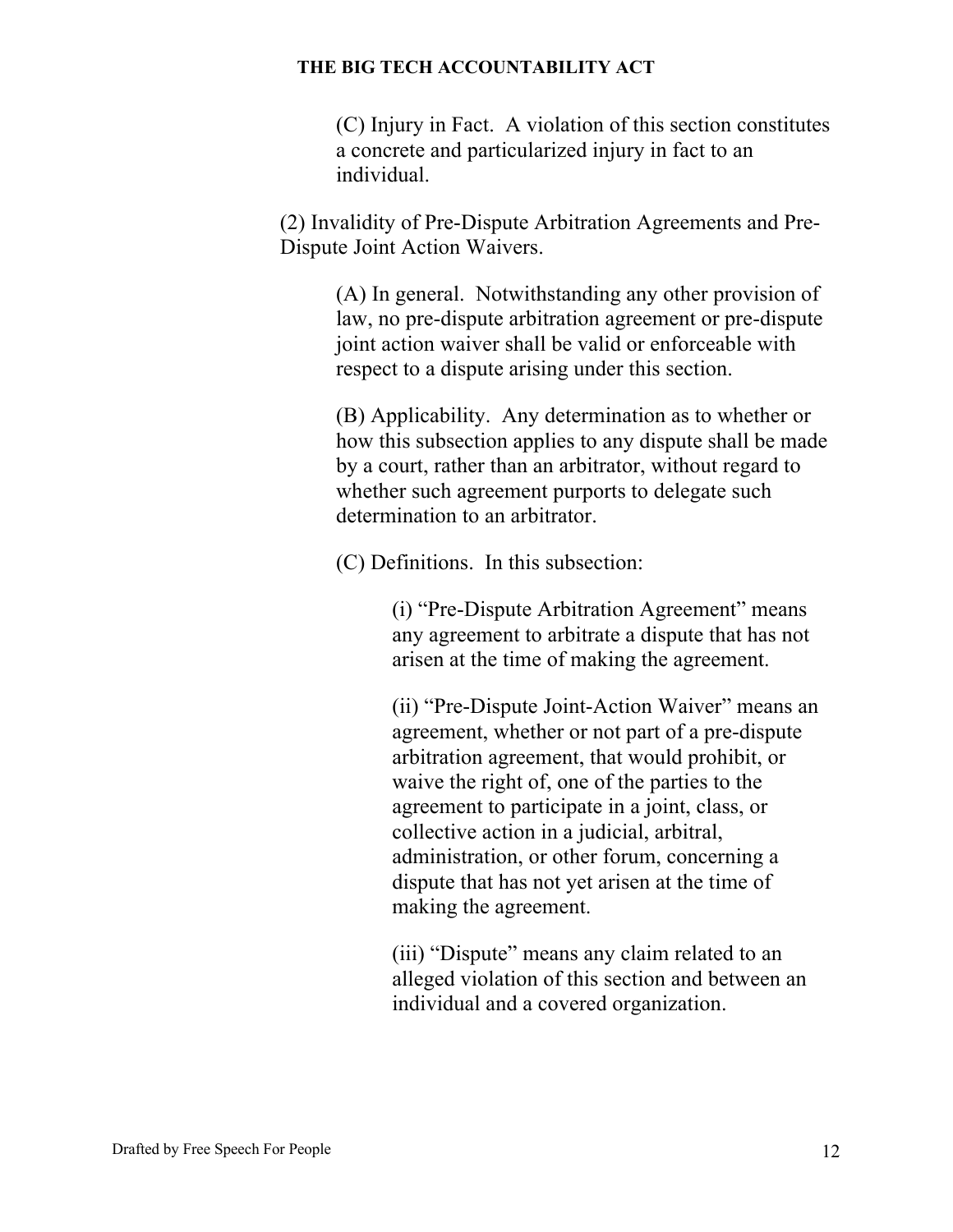(C) Injury in Fact. A violation of this section constitutes a concrete and particularized injury in fact to an individual.

(2) Invalidity of Pre-Dispute Arbitration Agreements and Pre-Dispute Joint Action Waivers.

(A) In general. Notwithstanding any other provision of law, no pre-dispute arbitration agreement or pre-dispute joint action waiver shall be valid or enforceable with respect to a dispute arising under this section.

(B) Applicability. Any determination as to whether or how this subsection applies to any dispute shall be made by a court, rather than an arbitrator, without regard to whether such agreement purports to delegate such determination to an arbitrator.

(C) Definitions. In this subsection:

(i) "Pre-Dispute Arbitration Agreement" means any agreement to arbitrate a dispute that has not arisen at the time of making the agreement.

(ii) "Pre-Dispute Joint-Action Waiver" means an agreement, whether or not part of a pre-dispute arbitration agreement, that would prohibit, or waive the right of, one of the parties to the agreement to participate in a joint, class, or collective action in a judicial, arbitral, administration, or other forum, concerning a dispute that has not yet arisen at the time of making the agreement.

(iii) "Dispute" means any claim related to an alleged violation of this section and between an individual and a covered organization.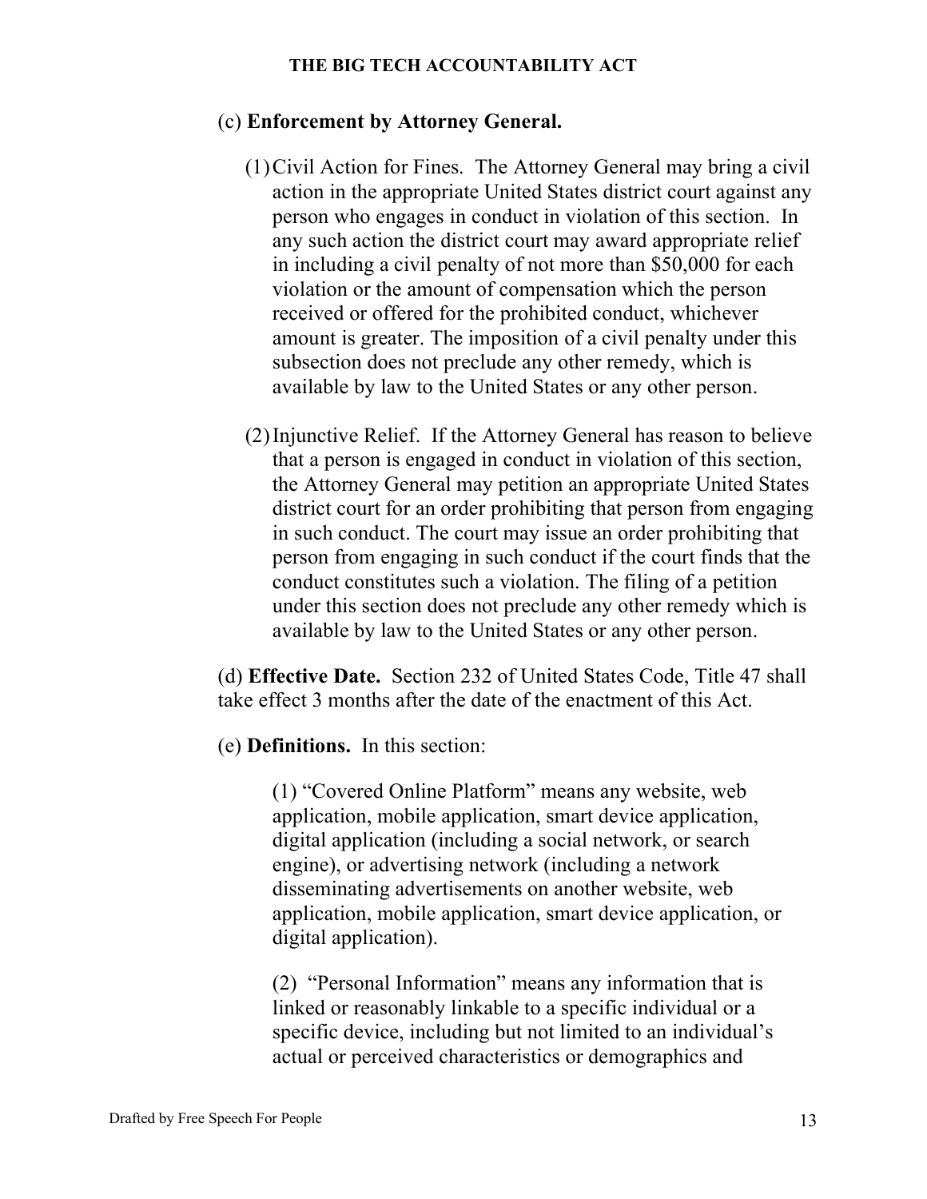(c) **Enforcement by Attorney General.**

(1) Civil Action for Fines. The Attorney General may bring a civil action in the appropriate United States district court against any person who engages in conduct in violation of this section. In any such action the district court may award appropriate relief in including a civil penalty of not more than $50,000 for each violation or the amount of compensation which the person received or offered for the prohibited conduct, whichever amount is greater. The imposition of a civil penalty under this subsection does not preclude any other remedy, which is available by law to the United States or any other person.

(2) Injunctive Relief. If the Attorney General has reason to believe that a person is engaged in conduct in violation of this section, the Attorney General may petition an appropriate United States district court for an order prohibiting that person from engaging in such conduct. The court may issue an order prohibiting that person from engaging in such conduct if the court finds that the conduct constitutes such a violation. The filing of a petition under this section does not preclude any other remedy which is available by law to the United States or any other person.

(d) **Effective Date.** Section 232 of United States Code, Title 47 shall take effect 3 months after the date of the enactment of this Act.

(e) **Definitions.** In this section:

(1) "Covered Online Platform" means any website, web application, mobile application, smart device application, digital application (including a social network, or search engine), or advertising network (including a network disseminating advertisements on another website, web application, mobile application, smart device application, or digital application).

(2) "Personal Information" means any information that is linked or reasonably linkable to a specific individual or a specific device, including but not limited to an individual's actual or perceived characteristics or demographics and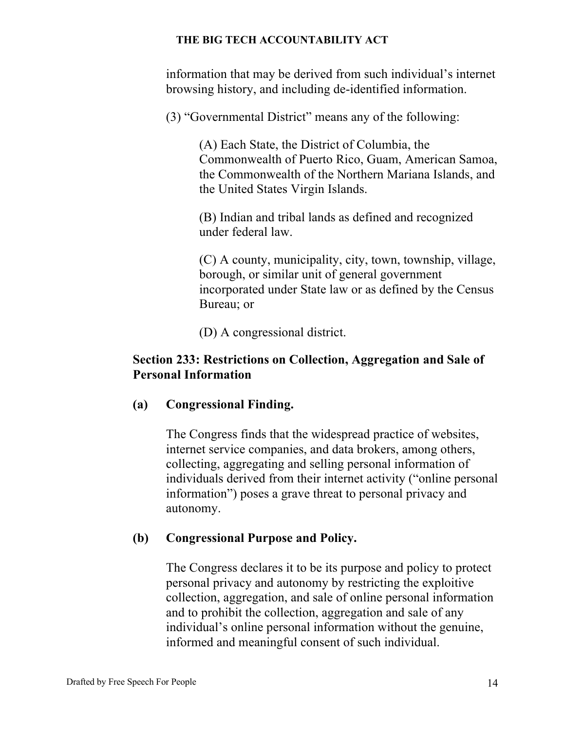information that may be derived from such individual's internet browsing history, and including de-identified information.

(3) "Governmental District" means any of the following:

(A) Each State, the District of Columbia, the Commonwealth of Puerto Rico, Guam, American Samoa, the Commonwealth of the Northern Mariana Islands, and the United States Virgin Islands.

(B) Indian and tribal lands as defined and recognized under federal law.

(C) A county, municipality, city, town, township, village, borough, or similar unit of general government incorporated under State law or as defined by the Census Bureau; or

(D) A congressional district.

### Section 233: Restrictions on Collection, Aggregation and Sale of Personal Information

**(a) Congressional Finding.**

The Congress finds that the widespread practice of websites, internet service companies, and data brokers, among others, collecting, aggregating and selling personal information of individuals derived from their internet activity ("online personal information") poses a grave threat to personal privacy and autonomy.

**(b) Congressional Purpose and Policy.**

The Congress declares it to be its purpose and policy to protect personal privacy and autonomy by restricting the exploitive collection, aggregation, and sale of online personal information and to prohibit the collection, aggregation and sale of any individual's online personal information without the genuine, informed and meaningful consent of such individual.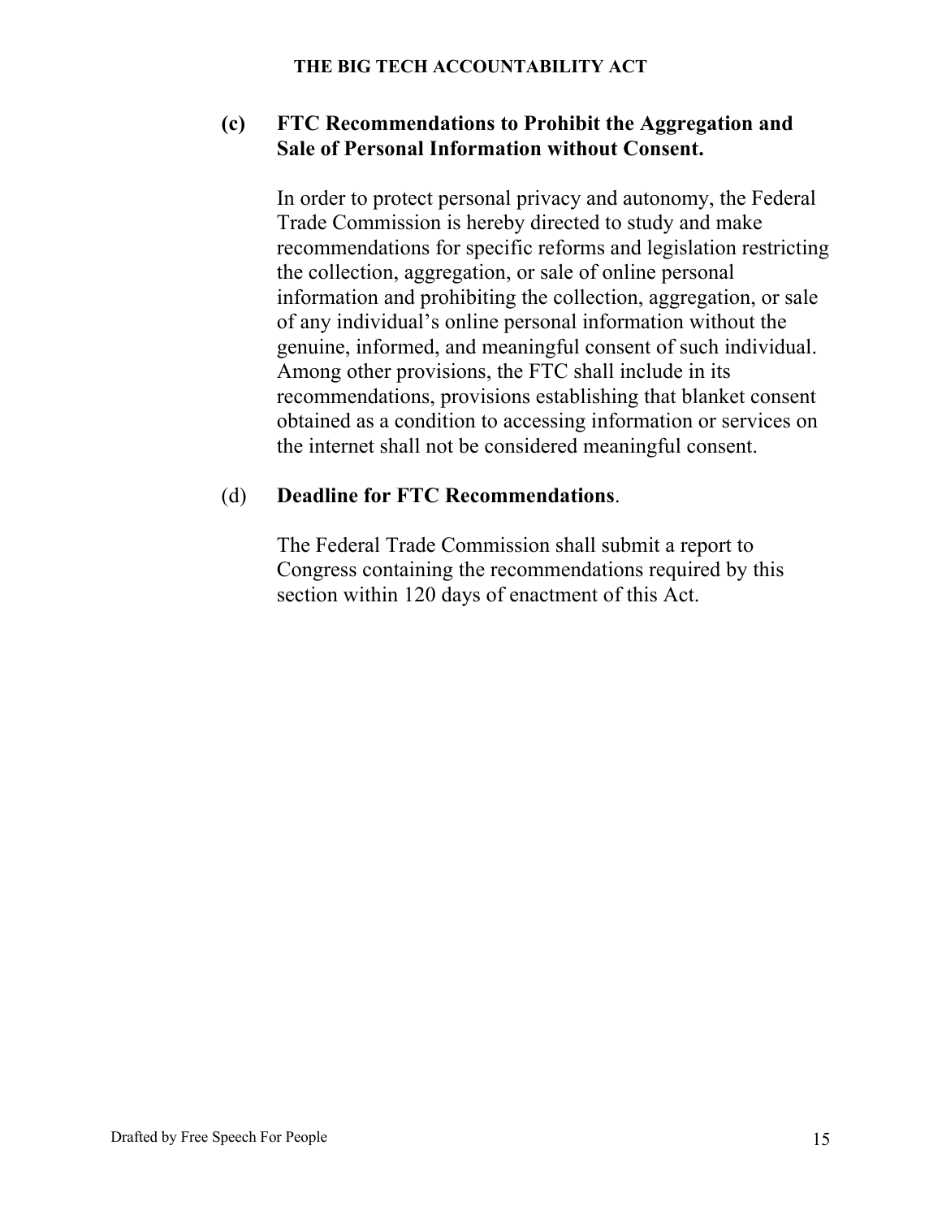**(c) FTC Recommendations to Prohibit the Aggregation and Sale of Personal Information without Consent.**

In order to protect personal privacy and autonomy, the Federal Trade Commission is hereby directed to study and make recommendations for specific reforms and legislation restricting the collection, aggregation, or sale of online personal information and prohibiting the collection, aggregation, or sale of any individual's online personal information without the genuine, informed, and meaningful consent of such individual. Among other provisions, the FTC shall include in its recommendations, provisions establishing that blanket consent obtained as a condition to accessing information or services on the internet shall not be considered meaningful consent.

(d) **Deadline for FTC Recommendations**.

The Federal Trade Commission shall submit a report to Congress containing the recommendations required by this section within 120 days of enactment of this Act.